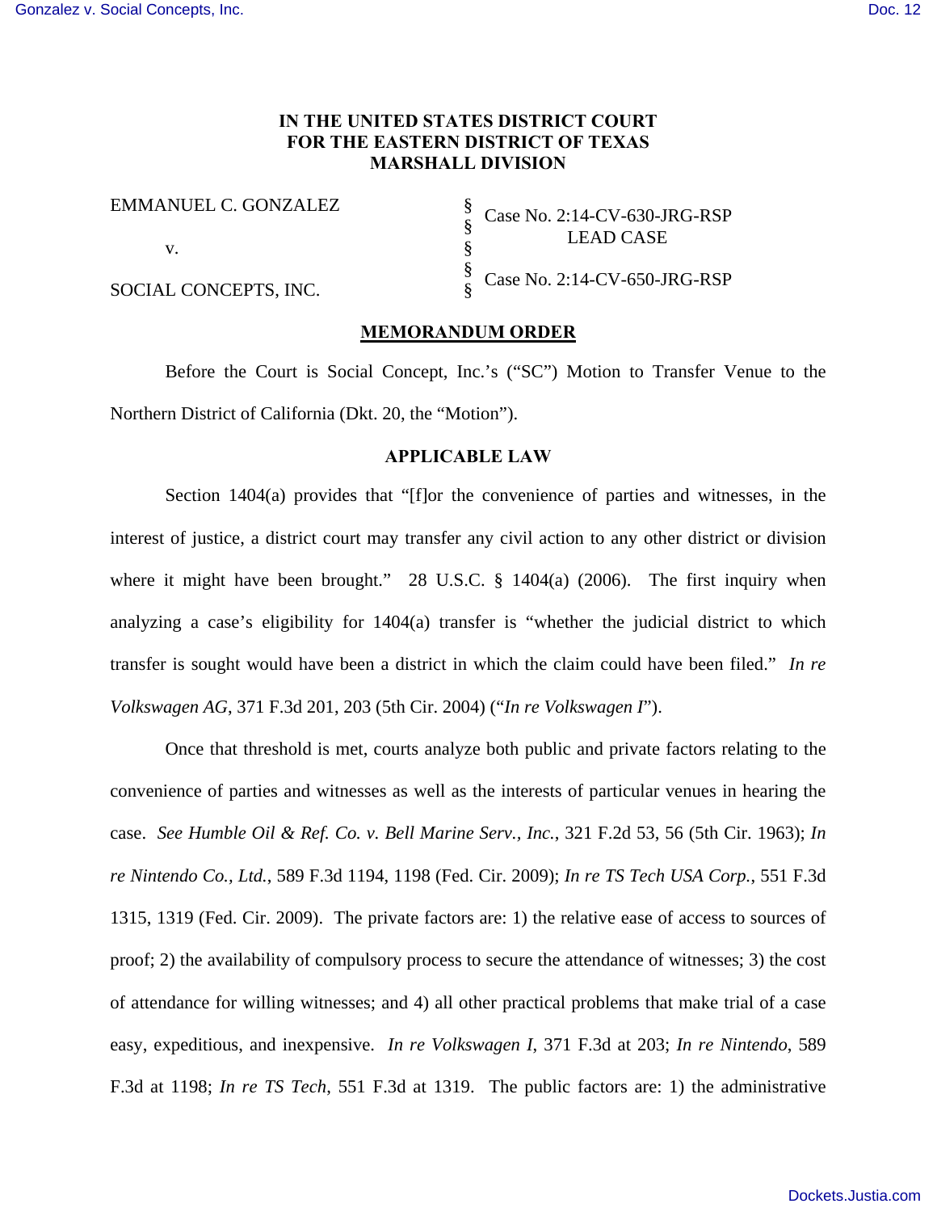# IN THE UNITED STATES DISTRICT COURT FOR THE EASTERN DISTRICT OF TEXAS MARSHALL DIVISION

| | | |
|---|---|---|
| EMMANUEL C. GONZALEZ | § | Case No. 2:14-CV-630-JRG-RSP |
| | § | LEAD CASE |
| v. | § | |
| | § | Case No. 2:14-CV-650-JRG-RSP |
| SOCIAL CONCEPTS, INC. | § | |

## MEMORANDUM ORDER

Before the Court is Social Concept, Inc.'s ("SC") Motion to Transfer Venue to the Northern District of California (Dkt. 20, the "Motion").

### APPLICABLE LAW

Section 1404(a) provides that "[f]or the convenience of parties and witnesses, in the interest of justice, a district court may transfer any civil action to any other district or division where it might have been brought." 28 U.S.C. § 1404(a) (2006). The first inquiry when analyzing a case's eligibility for 1404(a) transfer is "whether the judicial district to which transfer is sought would have been a district in which the claim could have been filed." *In re Volkswagen AG*, 371 F.3d 201, 203 (5th Cir. 2004) ("*In re Volkswagen I*").

Once that threshold is met, courts analyze both public and private factors relating to the convenience of parties and witnesses as well as the interests of particular venues in hearing the case. *See Humble Oil & Ref. Co. v. Bell Marine Serv., Inc.*, 321 F.2d 53, 56 (5th Cir. 1963); *In re Nintendo Co., Ltd.*, 589 F.3d 1194, 1198 (Fed. Cir. 2009); *In re TS Tech USA Corp.*, 551 F.3d 1315, 1319 (Fed. Cir. 2009). The private factors are: 1) the relative ease of access to sources of proof; 2) the availability of compulsory process to secure the attendance of witnesses; 3) the cost of attendance for willing witnesses; and 4) all other practical problems that make trial of a case easy, expeditious, and inexpensive. *In re Volkswagen I*, 371 F.3d at 203; *In re Nintendo*, 589 F.3d at 1198; *In re TS Tech*, 551 F.3d at 1319. The public factors are: 1) the administrative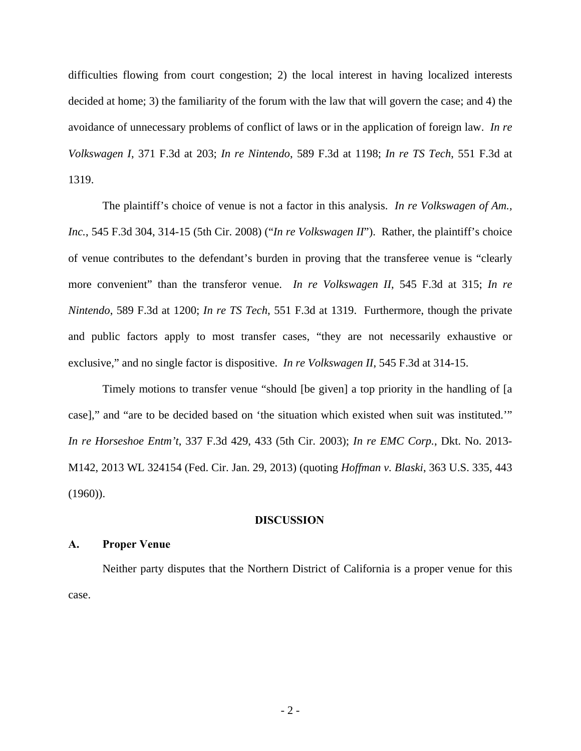difficulties flowing from court congestion; 2) the local interest in having localized interests decided at home; 3) the familiarity of the forum with the law that will govern the case; and 4) the avoidance of unnecessary problems of conflict of laws or in the application of foreign law. *In re Volkswagen I*, 371 F.3d at 203; *In re Nintendo*, 589 F.3d at 1198; *In re TS Tech*, 551 F.3d at 1319.

The plaintiff's choice of venue is not a factor in this analysis. *In re Volkswagen of Am., Inc.*, 545 F.3d 304, 314-15 (5th Cir. 2008) ("*In re Volkswagen II*"). Rather, the plaintiff's choice of venue contributes to the defendant's burden in proving that the transferee venue is "clearly more convenient" than the transferor venue. *In re Volkswagen II*, 545 F.3d at 315; *In re Nintendo*, 589 F.3d at 1200; *In re TS Tech*, 551 F.3d at 1319. Furthermore, though the private and public factors apply to most transfer cases, "they are not necessarily exhaustive or exclusive," and no single factor is dispositive. *In re Volkswagen II*, 545 F.3d at 314-15.

Timely motions to transfer venue "should [be given] a top priority in the handling of [a case]," and "are to be decided based on 'the situation which existed when suit was instituted.'" *In re Horseshoe Entm't*, 337 F.3d 429, 433 (5th Cir. 2003); *In re EMC Corp.*, Dkt. No. 2013-M142, 2013 WL 324154 (Fed. Cir. Jan. 29, 2013) (quoting *Hoffman v. Blaski*, 363 U.S. 335, 443 (1960)).

## DISCUSSION

### A. Proper Venue

Neither party disputes that the Northern District of California is a proper venue for this case.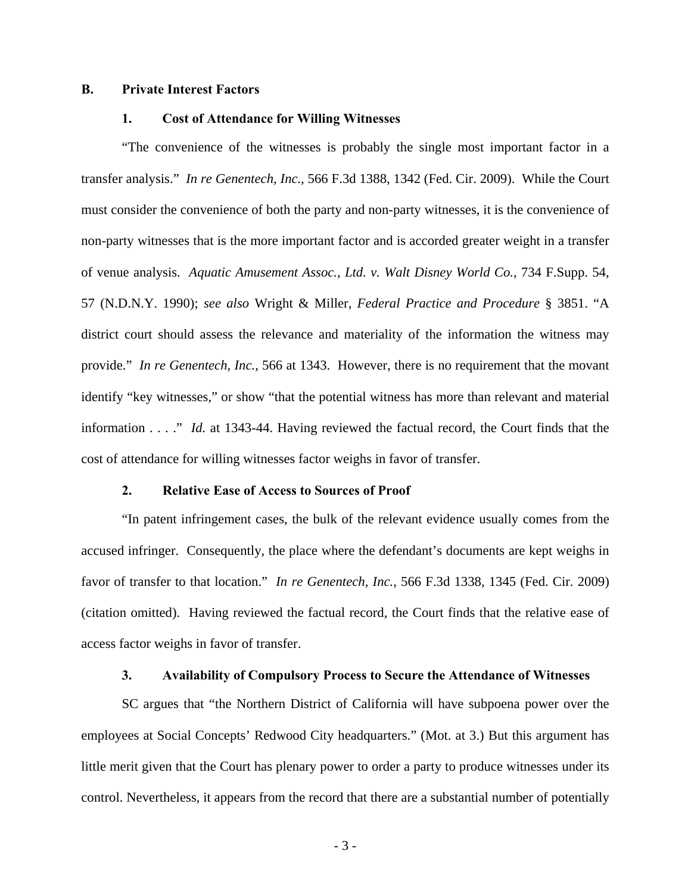### B. Private Interest Factors

#### 1. Cost of Attendance for Willing Witnesses

"The convenience of the witnesses is probably the single most important factor in a transfer analysis." *In re Genentech, Inc.*, 566 F.3d 1388, 1342 (Fed. Cir. 2009). While the Court must consider the convenience of both the party and non-party witnesses, it is the convenience of non-party witnesses that is the more important factor and is accorded greater weight in a transfer of venue analysis. *Aquatic Amusement Assoc., Ltd. v. Walt Disney World Co.*, 734 F.Supp. 54, 57 (N.D.N.Y. 1990); *see also* Wright & Miller, *Federal Practice and Procedure* § 3851. "A district court should assess the relevance and materiality of the information the witness may provide." *In re Genentech, Inc.*, 566 at 1343. However, there is no requirement that the movant identify "key witnesses," or show "that the potential witness has more than relevant and material information . . . ." *Id.* at 1343-44. Having reviewed the factual record, the Court finds that the cost of attendance for willing witnesses factor weighs in favor of transfer.

#### 2. Relative Ease of Access to Sources of Proof

"In patent infringement cases, the bulk of the relevant evidence usually comes from the accused infringer. Consequently, the place where the defendant's documents are kept weighs in favor of transfer to that location." *In re Genentech, Inc.*, 566 F.3d 1338, 1345 (Fed. Cir. 2009) (citation omitted). Having reviewed the factual record, the Court finds that the relative ease of access factor weighs in favor of transfer.

#### 3. Availability of Compulsory Process to Secure the Attendance of Witnesses

SC argues that "the Northern District of California will have subpoena power over the employees at Social Concepts' Redwood City headquarters." (Mot. at 3.) But this argument has little merit given that the Court has plenary power to order a party to produce witnesses under its control. Nevertheless, it appears from the record that there are a substantial number of potentially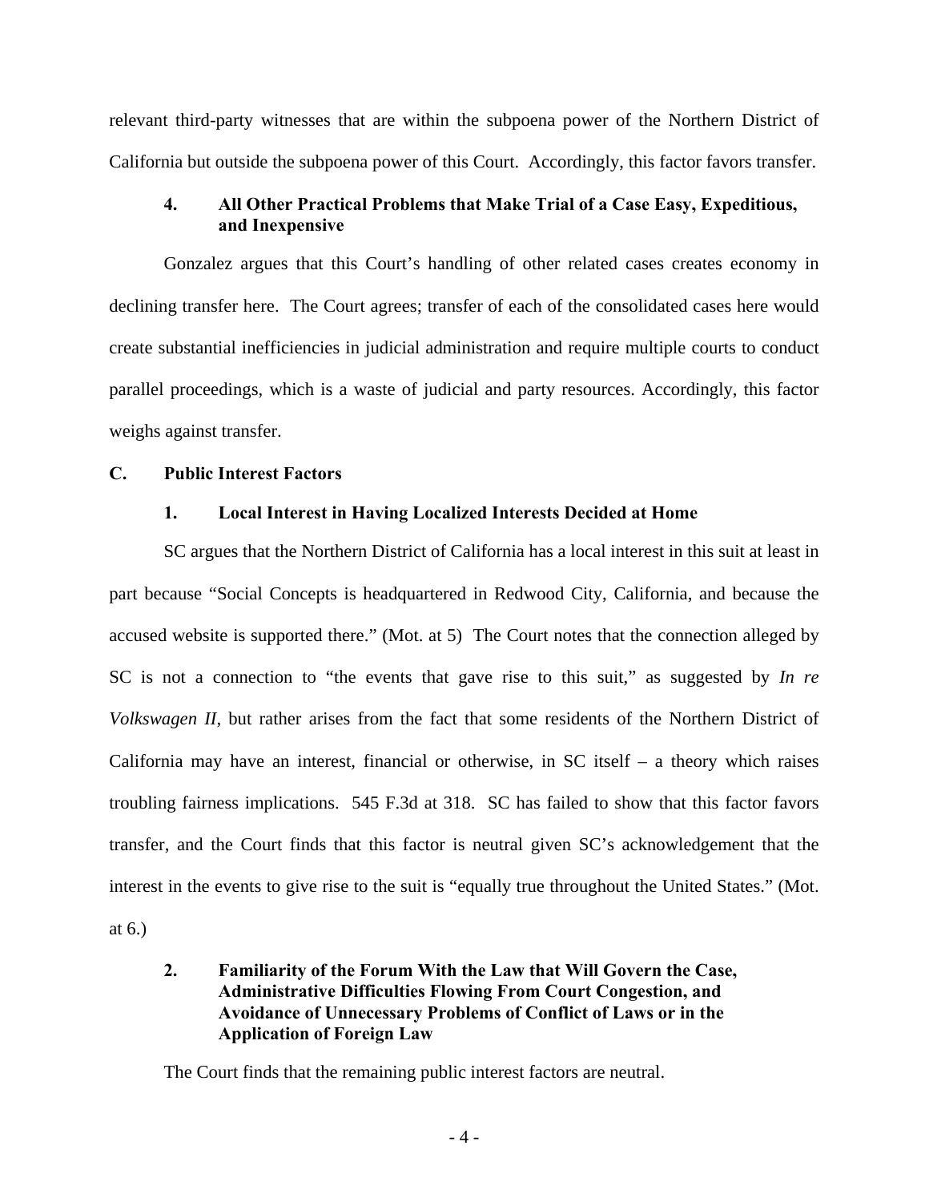relevant third-party witnesses that are within the subpoena power of the Northern District of California but outside the subpoena power of this Court. Accordingly, this factor favors transfer.

### 4. All Other Practical Problems that Make Trial of a Case Easy, Expeditious, and Inexpensive

Gonzalez argues that this Court's handling of other related cases creates economy in declining transfer here. The Court agrees; transfer of each of the consolidated cases here would create substantial inefficiencies in judicial administration and require multiple courts to conduct parallel proceedings, which is a waste of judicial and party resources. Accordingly, this factor weighs against transfer.

## C. Public Interest Factors

### 1. Local Interest in Having Localized Interests Decided at Home

SC argues that the Northern District of California has a local interest in this suit at least in part because "Social Concepts is headquartered in Redwood City, California, and because the accused website is supported there." (Mot. at 5) The Court notes that the connection alleged by SC is not a connection to "the events that gave rise to this suit," as suggested by *In re Volkswagen II*, but rather arises from the fact that some residents of the Northern District of California may have an interest, financial or otherwise, in SC itself – a theory which raises troubling fairness implications. 545 F.3d at 318. SC has failed to show that this factor favors transfer, and the Court finds that this factor is neutral given SC's acknowledgement that the interest in the events to give rise to the suit is "equally true throughout the United States." (Mot. at 6.)

### 2. Familiarity of the Forum With the Law that Will Govern the Case, Administrative Difficulties Flowing From Court Congestion, and Avoidance of Unnecessary Problems of Conflict of Laws or in the Application of Foreign Law

The Court finds that the remaining public interest factors are neutral.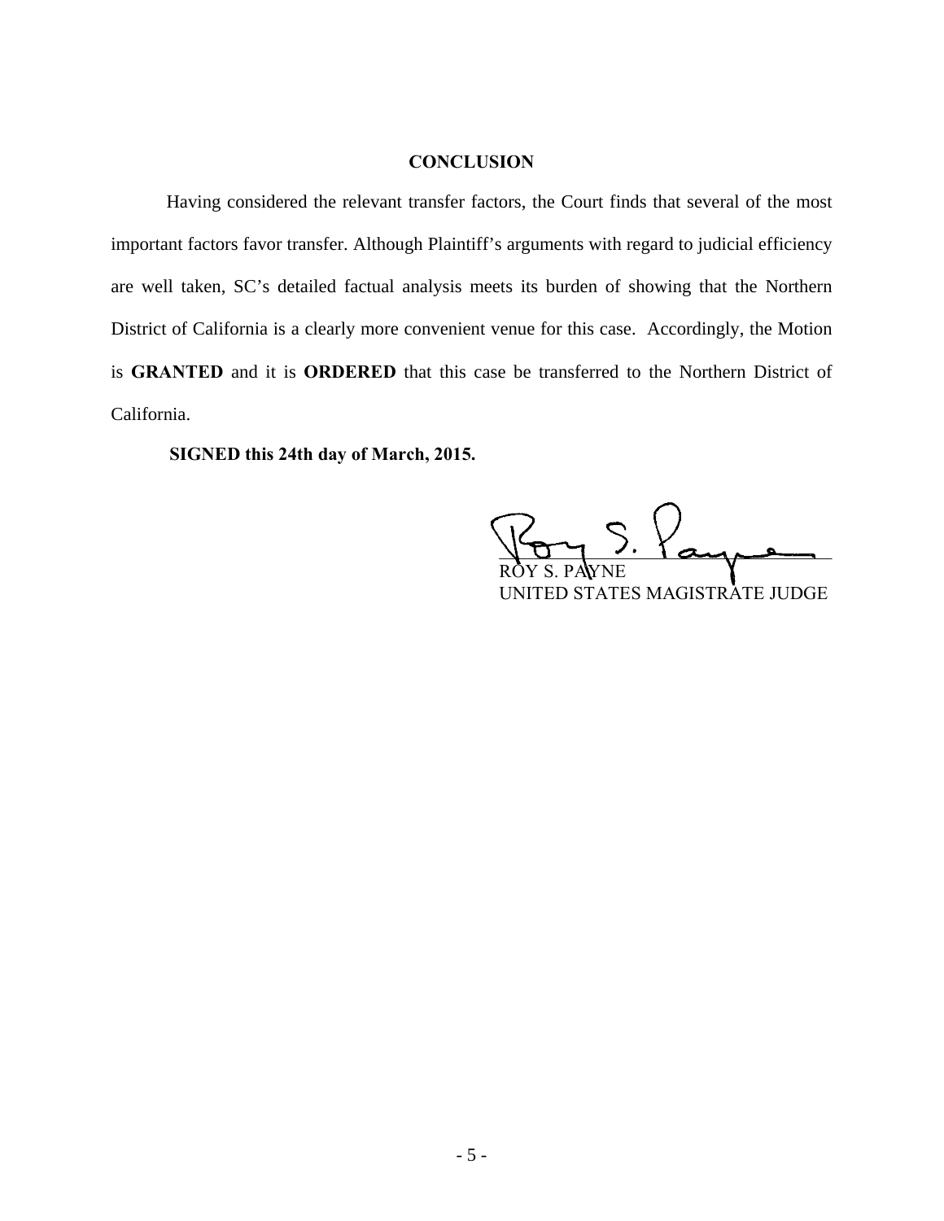## CONCLUSION

Having considered the relevant transfer factors, the Court finds that several of the most important factors favor transfer. Although Plaintiff's arguments with regard to judicial efficiency are well taken, SC's detailed factual analysis meets its burden of showing that the Northern District of California is a clearly more convenient venue for this case. Accordingly, the Motion is **GRANTED** and it is **ORDERED** that this case be transferred to the Northern District of California.

**SIGNED this 24th day of March, 2015.**

ROY S. PAYNE
UNITED STATES MAGISTRATE JUDGE